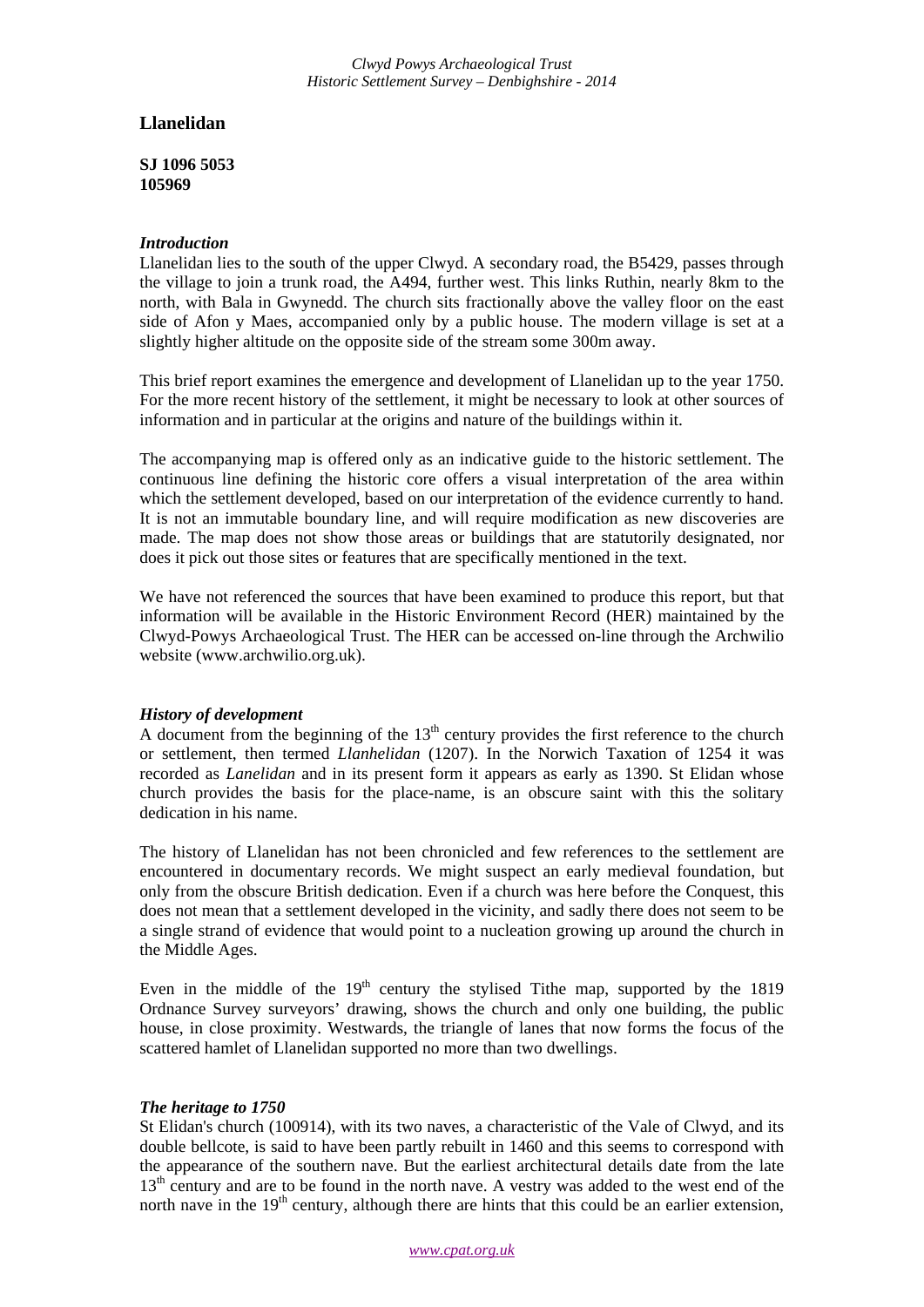# Llanelidan

**SJ 1096 5053**
**105969**

### *Introduction*

Llanelidan lies to the south of the upper Clwyd. A secondary road, the B5429, passes through the village to join a trunk road, the A494, further west. This links Ruthin, nearly 8km to the north, with Bala in Gwynedd. The church sits fractionally above the valley floor on the east side of Afon y Maes, accompanied only by a public house. The modern village is set at a slightly higher altitude on the opposite side of the stream some 300m away.

This brief report examines the emergence and development of Llanelidan up to the year 1750. For the more recent history of the settlement, it might be necessary to look at other sources of information and in particular at the origins and nature of the buildings within it.

The accompanying map is offered only as an indicative guide to the historic settlement. The continuous line defining the historic core offers a visual interpretation of the area within which the settlement developed, based on our interpretation of the evidence currently to hand. It is not an immutable boundary line, and will require modification as new discoveries are made. The map does not show those areas or buildings that are statutorily designated, nor does it pick out those sites or features that are specifically mentioned in the text.

We have not referenced the sources that have been examined to produce this report, but that information will be available in the Historic Environment Record (HER) maintained by the Clwyd-Powys Archaeological Trust. The HER can be accessed on-line through the Archwilio website (www.archwilio.org.uk).

### *History of development*

A document from the beginning of the 13th century provides the first reference to the church or settlement, then termed *Llanhelidan* (1207). In the Norwich Taxation of 1254 it was recorded as *Lanelidan* and in its present form it appears as early as 1390. St Elidan whose church provides the basis for the place-name, is an obscure saint with this the solitary dedication in his name.

The history of Llanelidan has not been chronicled and few references to the settlement are encountered in documentary records. We might suspect an early medieval foundation, but only from the obscure British dedication. Even if a church was here before the Conquest, this does not mean that a settlement developed in the vicinity, and sadly there does not seem to be a single strand of evidence that would point to a nucleation growing up around the church in the Middle Ages.

Even in the middle of the 19th century the stylised Tithe map, supported by the 1819 Ordnance Survey surveyors' drawing, shows the church and only one building, the public house, in close proximity. Westwards, the triangle of lanes that now forms the focus of the scattered hamlet of Llanelidan supported no more than two dwellings.

### *The heritage to 1750*

St Elidan's church (100914), with its two naves, a characteristic of the Vale of Clwyd, and its double bellcote, is said to have been partly rebuilt in 1460 and this seems to correspond with the appearance of the southern nave. But the earliest architectural details date from the late 13th century and are to be found in the north nave. A vestry was added to the west end of the north nave in the 19th century, although there are hints that this could be an earlier extension,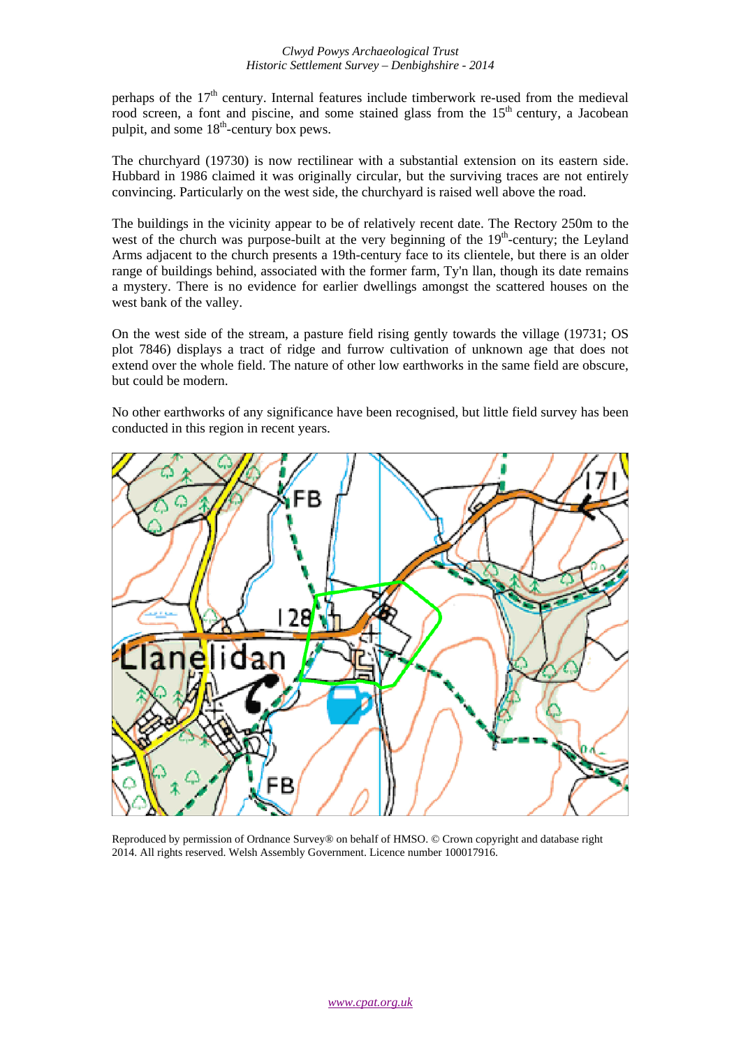perhaps of the 17th century. Internal features include timberwork re-used from the medieval rood screen, a font and piscine, and some stained glass from the 15th century, a Jacobean pulpit, and some 18th-century box pews.

The churchyard (19730) is now rectilinear with a substantial extension on its eastern side. Hubbard in 1986 claimed it was originally circular, but the surviving traces are not entirely convincing. Particularly on the west side, the churchyard is raised well above the road.

The buildings in the vicinity appear to be of relatively recent date. The Rectory 250m to the west of the church was purpose-built at the very beginning of the 19th-century; the Leyland Arms adjacent to the church presents a 19th-century face to its clientele, but there is an older range of buildings behind, associated with the former farm, Ty'n llan, though its date remains a mystery. There is no evidence for earlier dwellings amongst the scattered houses on the west bank of the valley.

On the west side of the stream, a pasture field rising gently towards the village (19731; OS plot 7846) displays a tract of ridge and furrow cultivation of unknown age that does not extend over the whole field. The nature of other low earthworks in the same field are obscure, but could be modern.

No other earthworks of any significance have been recognised, but little field survey has been conducted in this region in recent years.

FB
171
128
Llanelidan
FB

Reproduced by permission of Ordnance Survey® on behalf of HMSO. © Crown copyright and database right 2014. All rights reserved. Welsh Assembly Government. Licence number 100017916.